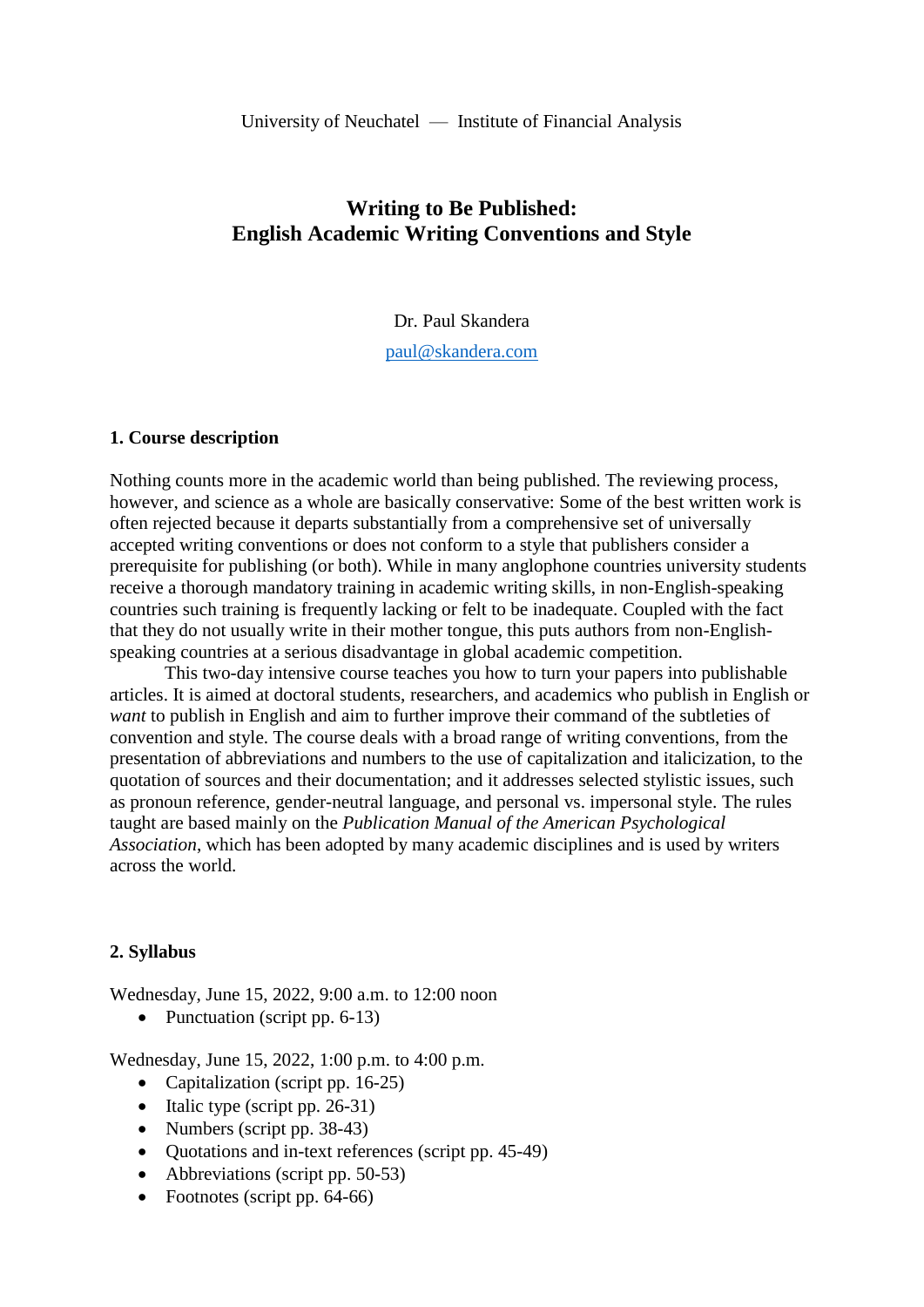University of Neuchatel — Institute of Financial Analysis

# Writing to Be Published: English Academic Writing Conventions and Style

Dr. Paul Skandera

paul@skandera.com

## 1. Course description

Nothing counts more in the academic world than being published. The reviewing process, however, and science as a whole are basically conservative: Some of the best written work is often rejected because it departs substantially from a comprehensive set of universally accepted writing conventions or does not conform to a style that publishers consider a prerequisite for publishing (or both). While in many anglophone countries university students receive a thorough mandatory training in academic writing skills, in non-English-speaking countries such training is frequently lacking or felt to be inadequate. Coupled with the fact that they do not usually write in their mother tongue, this puts authors from non-English-speaking countries at a serious disadvantage in global academic competition.

This two-day intensive course teaches you how to turn your papers into publishable articles. It is aimed at doctoral students, researchers, and academics who publish in English or *want* to publish in English and aim to further improve their command of the subtleties of convention and style. The course deals with a broad range of writing conventions, from the presentation of abbreviations and numbers to the use of capitalization and italicization, to the quotation of sources and their documentation; and it addresses selected stylistic issues, such as pronoun reference, gender-neutral language, and personal vs. impersonal style. The rules taught are based mainly on the *Publication Manual of the American Psychological Association*, which has been adopted by many academic disciplines and is used by writers across the world.

## 2. Syllabus

Wednesday, June 15, 2022, 9:00 a.m. to 12:00 noon

- Punctuation (script pp. 6-13)

Wednesday, June 15, 2022, 1:00 p.m. to 4:00 p.m.

- Capitalization (script pp. 16-25)
- Italic type (script pp. 26-31)
- Numbers (script pp. 38-43)
- Quotations and in-text references (script pp. 45-49)
- Abbreviations (script pp. 50-53)
- Footnotes (script pp. 64-66)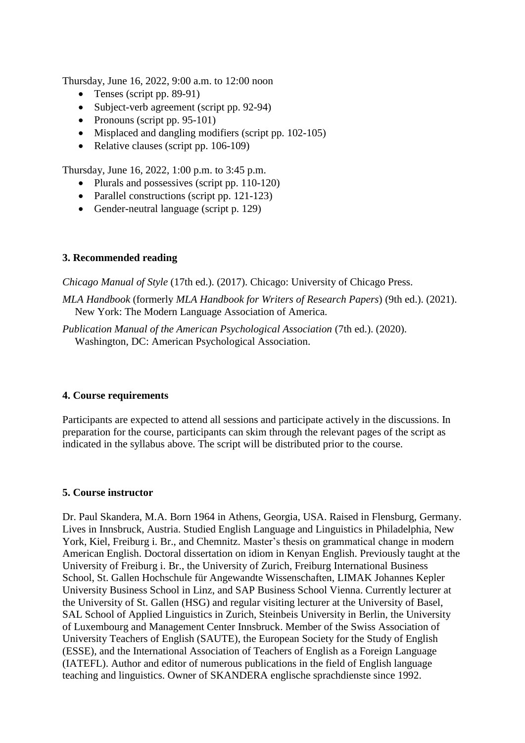Thursday, June 16, 2022, 9:00 a.m. to 12:00 noon

- Tenses (script pp. 89-91)
- Subject-verb agreement (script pp. 92-94)
- Pronouns (script pp. 95-101)
- Misplaced and dangling modifiers (script pp. 102-105)
- Relative clauses (script pp. 106-109)

Thursday, June 16, 2022, 1:00 p.m. to 3:45 p.m.

- Plurals and possessives (script pp. 110-120)
- Parallel constructions (script pp. 121-123)
- Gender-neutral language (script p. 129)

### 3. Recommended reading

*Chicago Manual of Style* (17th ed.). (2017). Chicago: University of Chicago Press.

*MLA Handbook* (formerly *MLA Handbook for Writers of Research Papers*) (9th ed.). (2021). New York: The Modern Language Association of America.

*Publication Manual of the American Psychological Association* (7th ed.). (2020). Washington, DC: American Psychological Association.

### 4. Course requirements

Participants are expected to attend all sessions and participate actively in the discussions. In preparation for the course, participants can skim through the relevant pages of the script as indicated in the syllabus above. The script will be distributed prior to the course.

### 5. Course instructor

Dr. Paul Skandera, M.A. Born 1964 in Athens, Georgia, USA. Raised in Flensburg, Germany. Lives in Innsbruck, Austria. Studied English Language and Linguistics in Philadelphia, New York, Kiel, Freiburg i. Br., and Chemnitz. Master's thesis on grammatical change in modern American English. Doctoral dissertation on idiom in Kenyan English. Previously taught at the University of Freiburg i. Br., the University of Zurich, Freiburg International Business School, St. Gallen Hochschule für Angewandte Wissenschaften, LIMAK Johannes Kepler University Business School in Linz, and SAP Business School Vienna. Currently lecturer at the University of St. Gallen (HSG) and regular visiting lecturer at the University of Basel, SAL School of Applied Linguistics in Zurich, Steinbeis University in Berlin, the University of Luxembourg and Management Center Innsbruck. Member of the Swiss Association of University Teachers of English (SAUTE), the European Society for the Study of English (ESSE), and the International Association of Teachers of English as a Foreign Language (IATEFL). Author and editor of numerous publications in the field of English language teaching and linguistics. Owner of SKANDERA englische sprachdienste since 1992.